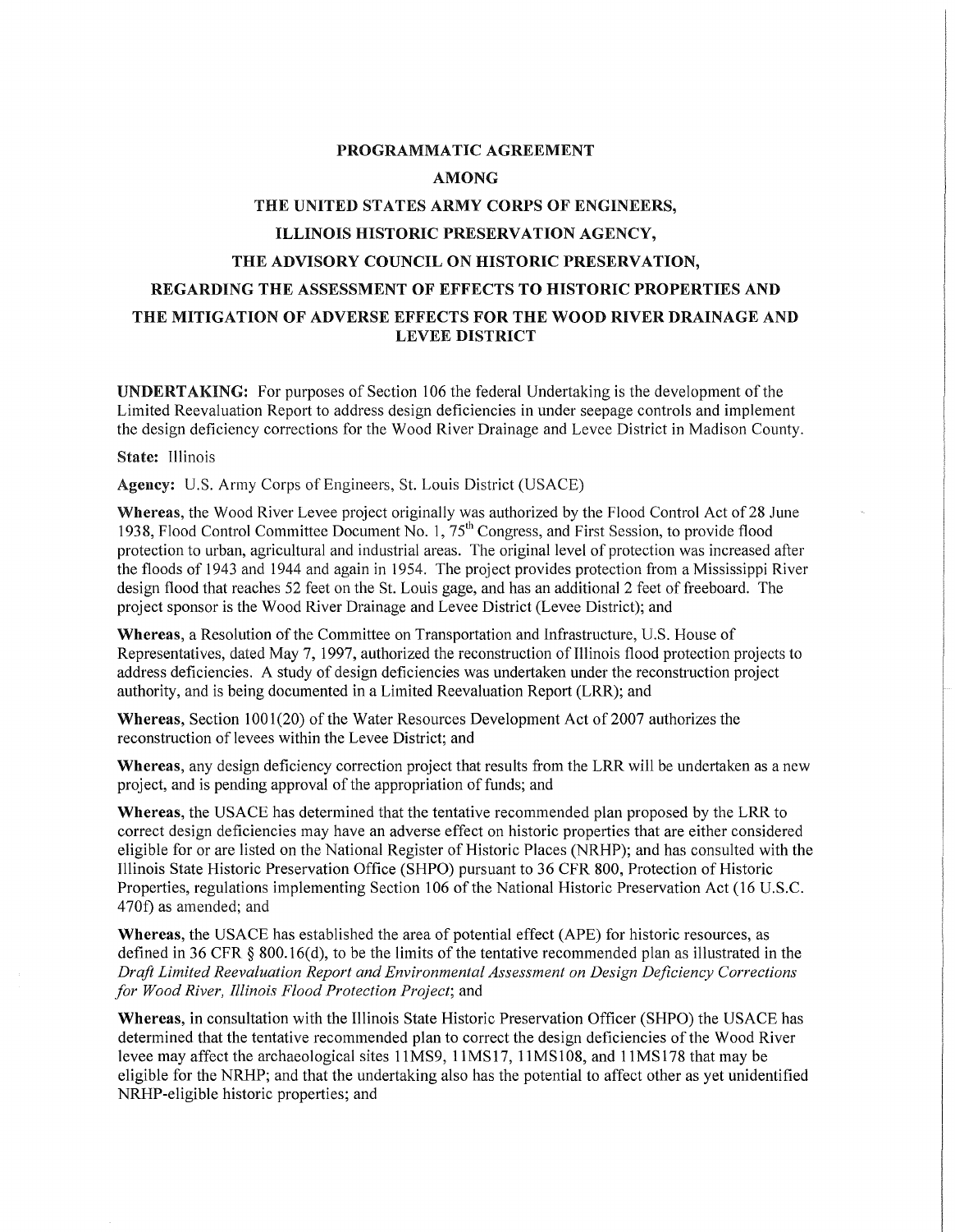# PROGRAMMATIC AGREEMENT

## AMONG

## THE UNITED STATES ARMY CORPS OF ENGINEERS,

## ILLINOIS HISTORIC PRESERVATION AGENCY,

## THE ADVISORY COUNCIL ON HISTORIC PRESERVATION,

## REGARDING THE ASSESSMENT OF EFFECTS TO HISTORIC PROPERTIES AND THE MITIGATION OF ADVERSE EFFECTS FOR THE WOOD RIVER DRAINAGE AND LEVEE DISTRICT

**UNDERTAKING:** For purposes of Section 106 the federal Undertaking is the development of the Limited Reevaluation Report to address design deficiencies in under seepage controls and implement the design deficiency corrections for the Wood River Drainage and Levee District in Madison County.

**State:** Illinois

**Agency:** U.S. Army Corps of Engineers, St. Louis District (USACE)

**Whereas**, the Wood River Levee project originally was authorized by the Flood Control Act of 28 June 1938, Flood Control Committee Document No. 1, 75th Congress, and First Session, to provide flood protection to urban, agricultural and industrial areas. The original level of protection was increased after the floods of 1943 and 1944 and again in 1954. The project provides protection from a Mississippi River design flood that reaches 52 feet on the St. Louis gage, and has an additional 2 feet of freeboard. The project sponsor is the Wood River Drainage and Levee District (Levee District); and

**Whereas**, a Resolution of the Committee on Transportation and Infrastructure, U.S. House of Representatives, dated May 7, 1997, authorized the reconstruction of Illinois flood protection projects to address deficiencies. A study of design deficiencies was undertaken under the reconstruction project authority, and is being documented in a Limited Reevaluation Report (LRR); and

**Whereas**, Section 1001(20) of the Water Resources Development Act of 2007 authorizes the reconstruction of levees within the Levee District; and

**Whereas**, any design deficiency correction project that results from the LRR will be undertaken as a new project, and is pending approval of the appropriation of funds; and

**Whereas**, the USACE has determined that the tentative recommended plan proposed by the LRR to correct design deficiencies may have an adverse effect on historic properties that are either considered eligible for or are listed on the National Register of Historic Places (NRHP); and has consulted with the Illinois State Historic Preservation Office (SHPO) pursuant to 36 CFR 800, Protection of Historic Properties, regulations implementing Section 106 of the National Historic Preservation Act (16 U.S.C. 470f) as amended; and

**Whereas**, the USACE has established the area of potential effect (APE) for historic resources, as defined in 36 CFR § 800.16(d), to be the limits of the tentative recommended plan as illustrated in the *Draft Limited Reevaluation Report and Environmental Assessment on Design Deficiency Corrections for Wood River, Illinois Flood Protection Project*; and

**Whereas**, in consultation with the Illinois State Historic Preservation Officer (SHPO) the USACE has determined that the tentative recommended plan to correct the design deficiencies of the Wood River levee may affect the archaeological sites 11MS9, 11MS17, 11MS108, and 11MS178 that may be eligible for the NRHP; and that the undertaking also has the potential to affect other as yet unidentified NRHP-eligible historic properties; and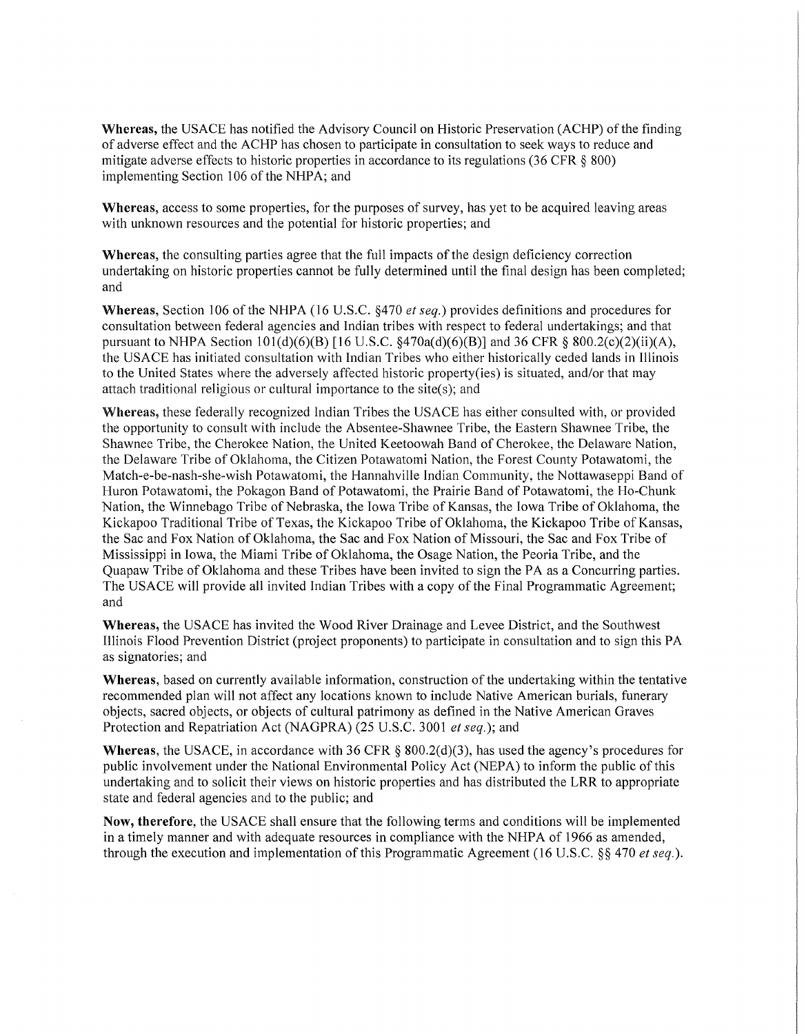**Whereas,** the USACE has notified the Advisory Council on Historic Preservation (ACHP) of the finding of adverse effect and the ACHP has chosen to participate in consultation to seek ways to reduce and mitigate adverse effects to historic properties in accordance to its regulations (36 CFR § 800) implementing Section 106 of the NHPA; and

**Whereas,** access to some properties, for the purposes of survey, has yet to be acquired leaving areas with unknown resources and the potential for historic properties; and

**Whereas,** the consulting parties agree that the full impacts of the design deficiency correction undertaking on historic properties cannot be fully determined until the final design has been completed; and

**Whereas,** Section 106 of the NHPA (16 U.S.C. §470 *et seq.*) provides definitions and procedures for consultation between federal agencies and Indian tribes with respect to federal undertakings; and that pursuant to NHPA Section 101(d)(6)(B) [16 U.S.C. §470a(d)(6)(B)] and 36 CFR § 800.2(c)(2)(ii)(A), the USACE has initiated consultation with Indian Tribes who either historically ceded lands in Illinois to the United States where the adversely affected historic property(ies) is situated, and/or that may attach traditional religious or cultural importance to the site(s); and

**Whereas,** these federally recognized Indian Tribes the USACE has either consulted with, or provided the opportunity to consult with include the Absentee-Shawnee Tribe, the Eastern Shawnee Tribe, the Shawnee Tribe, the Cherokee Nation, the United Keetoowah Band of Cherokee, the Delaware Nation, the Delaware Tribe of Oklahoma, the Citizen Potawatomi Nation, the Forest County Potawatomi, the Match-e-be-nash-she-wish Potawatomi, the Hannahville Indian Community, the Nottawaseppi Band of Huron Potawatomi, the Pokagon Band of Potawatomi, the Prairie Band of Potawatomi, the Ho-Chunk Nation, the Winnebago Tribe of Nebraska, the Iowa Tribe of Kansas, the Iowa Tribe of Oklahoma, the Kickapoo Traditional Tribe of Texas, the Kickapoo Tribe of Oklahoma, the Kickapoo Tribe of Kansas, the Sac and Fox Nation of Oklahoma, the Sac and Fox Nation of Missouri, the Sac and Fox Tribe of Mississippi in Iowa, the Miami Tribe of Oklahoma, the Osage Nation, the Peoria Tribe, and the Quapaw Tribe of Oklahoma and these Tribes have been invited to sign the PA as a Concurring parties. The USACE will provide all invited Indian Tribes with a copy of the Final Programmatic Agreement; and

**Whereas,** the USACE has invited the Wood River Drainage and Levee District, and the Southwest Illinois Flood Prevention District (project proponents) to participate in consultation and to sign this PA as signatories; and

**Whereas,** based on currently available information, construction of the undertaking within the tentative recommended plan will not affect any locations known to include Native American burials, funerary objects, sacred objects, or objects of cultural patrimony as defined in the Native American Graves Protection and Repatriation Act (NAGPRA) (25 U.S.C. 3001 *et seq.*); and

**Whereas,** the USACE, in accordance with 36 CFR § 800.2(d)(3), has used the agency's procedures for public involvement under the National Environmental Policy Act (NEPA) to inform the public of this undertaking and to solicit their views on historic properties and has distributed the LRR to appropriate state and federal agencies and to the public; and

**Now, therefore,** the USACE shall ensure that the following terms and conditions will be implemented in a timely manner and with adequate resources in compliance with the NHPA of 1966 as amended, through the execution and implementation of this Programmatic Agreement (16 U.S.C. §§ 470 *et seq.*).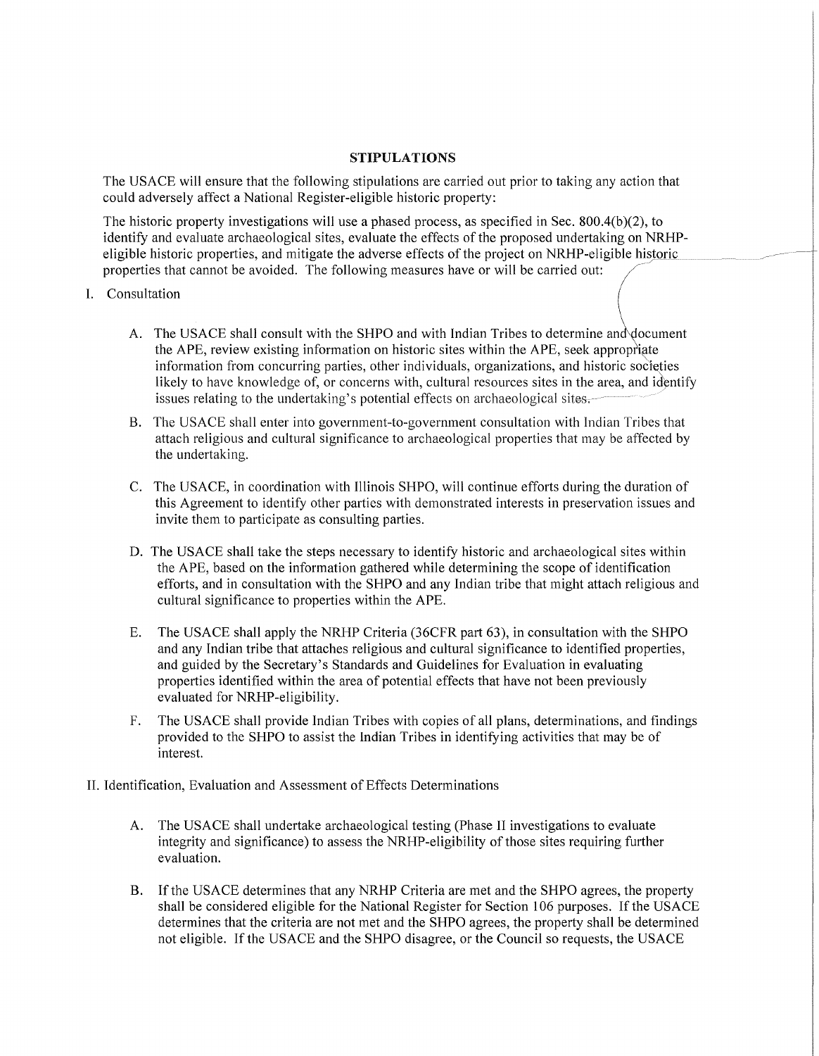## STIPULATIONS

The USACE will ensure that the following stipulations are carried out prior to taking any action that could adversely affect a National Register-eligible historic property:

The historic property investigations will use a phased process, as specified in Sec. 800.4(b)(2), to identify and evaluate archaeological sites, evaluate the effects of the proposed undertaking on NRHP-eligible historic properties, and mitigate the adverse effects of the project on NRHP-eligible historic properties that cannot be avoided. The following measures have or will be carried out:

I. Consultation

   A. The USACE shall consult with the SHPO and with Indian Tribes to determine and document the APE, review existing information on historic sites within the APE, seek appropriate information from concurring parties, other individuals, organizations, and historic societies likely to have knowledge of, or concerns with, cultural resources sites in the area, and identify issues relating to the undertaking's potential effects on archaeological sites.

   B. The USACE shall enter into government-to-government consultation with Indian Tribes that attach religious and cultural significance to archaeological properties that may be affected by the undertaking.

   C. The USACE, in coordination with Illinois SHPO, will continue efforts during the duration of this Agreement to identify other parties with demonstrated interests in preservation issues and invite them to participate as consulting parties.

   D. The USACE shall take the steps necessary to identify historic and archaeological sites within the APE, based on the information gathered while determining the scope of identification efforts, and in consultation with the SHPO and any Indian tribe that might attach religious and cultural significance to properties within the APE.

   E. The USACE shall apply the NRHP Criteria (36CFR part 63), in consultation with the SHPO and any Indian tribe that attaches religious and cultural significance to identified properties, and guided by the Secretary's Standards and Guidelines for Evaluation in evaluating properties identified within the area of potential effects that have not been previously evaluated for NRHP-eligibility.

   F. The USACE shall provide Indian Tribes with copies of all plans, determinations, and findings provided to the SHPO to assist the Indian Tribes in identifying activities that may be of interest.

II. Identification, Evaluation and Assessment of Effects Determinations

   A. The USACE shall undertake archaeological testing (Phase II investigations to evaluate integrity and significance) to assess the NRHP-eligibility of those sites requiring further evaluation.

   B. If the USACE determines that any NRHP Criteria are met and the SHPO agrees, the property shall be considered eligible for the National Register for Section 106 purposes. If the USACE determines that the criteria are not met and the SHPO agrees, the property shall be determined not eligible. If the USACE and the SHPO disagree, or the Council so requests, the USACE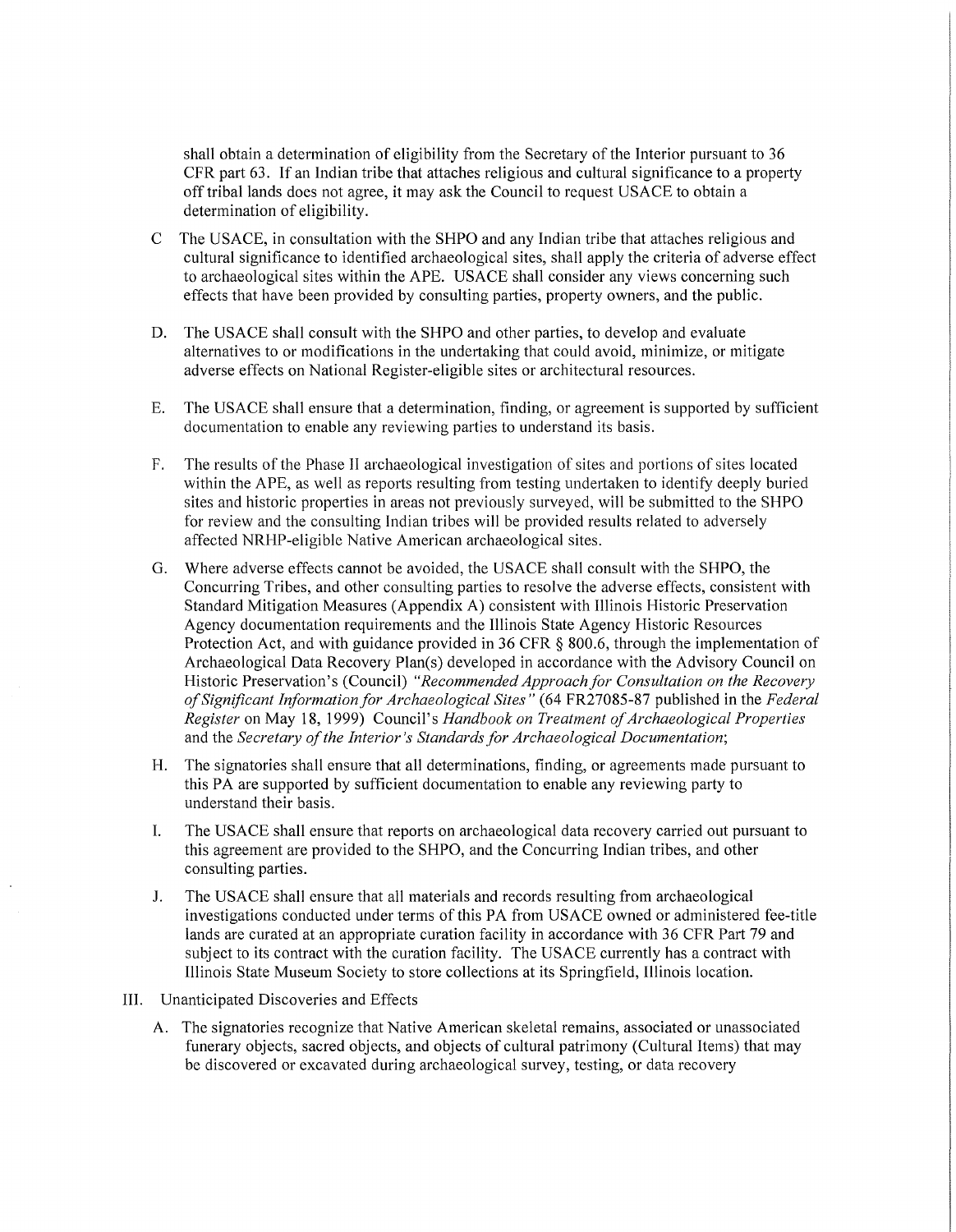shall obtain a determination of eligibility from the Secretary of the Interior pursuant to 36 CFR part 63. If an Indian tribe that attaches religious and cultural significance to a property off tribal lands does not agree, it may ask the Council to request USACE to obtain a determination of eligibility.

C The USACE, in consultation with the SHPO and any Indian tribe that attaches religious and cultural significance to identified archaeological sites, shall apply the criteria of adverse effect to archaeological sites within the APE. USACE shall consider any views concerning such effects that have been provided by consulting parties, property owners, and the public.

D. The USACE shall consult with the SHPO and other parties, to develop and evaluate alternatives to or modifications in the undertaking that could avoid, minimize, or mitigate adverse effects on National Register-eligible sites or architectural resources.

E. The USACE shall ensure that a determination, finding, or agreement is supported by sufficient documentation to enable any reviewing parties to understand its basis.

F. The results of the Phase II archaeological investigation of sites and portions of sites located within the APE, as well as reports resulting from testing undertaken to identify deeply buried sites and historic properties in areas not previously surveyed, will be submitted to the SHPO for review and the consulting Indian tribes will be provided results related to adversely affected NRHP-eligible Native American archaeological sites.

G. Where adverse effects cannot be avoided, the USACE shall consult with the SHPO, the Concurring Tribes, and other consulting parties to resolve the adverse effects, consistent with Standard Mitigation Measures (Appendix A) consistent with Illinois Historic Preservation Agency documentation requirements and the Illinois State Agency Historic Resources Protection Act, and with guidance provided in 36 CFR § 800.6, through the implementation of Archaeological Data Recovery Plan(s) developed in accordance with the Advisory Council on Historic Preservation's (Council) *"Recommended Approach for Consultation on the Recovery of Significant Information for Archaeological Sites"* (64 FR27085-87 published in the *Federal Register* on May 18, 1999) Council's *Handbook on Treatment of Archaeological Properties* and the *Secretary of the Interior's Standards for Archaeological Documentation*;

H. The signatories shall ensure that all determinations, finding, or agreements made pursuant to this PA are supported by sufficient documentation to enable any reviewing party to understand their basis.

I. The USACE shall ensure that reports on archaeological data recovery carried out pursuant to this agreement are provided to the SHPO, and the Concurring Indian tribes, and other consulting parties.

J. The USACE shall ensure that all materials and records resulting from archaeological investigations conducted under terms of this PA from USACE owned or administered fee-title lands are curated at an appropriate curation facility in accordance with 36 CFR Part 79 and subject to its contract with the curation facility. The USACE currently has a contract with Illinois State Museum Society to store collections at its Springfield, Illinois location.

III. Unanticipated Discoveries and Effects

A. The signatories recognize that Native American skeletal remains, associated or unassociated funerary objects, sacred objects, and objects of cultural patrimony (Cultural Items) that may be discovered or excavated during archaeological survey, testing, or data recovery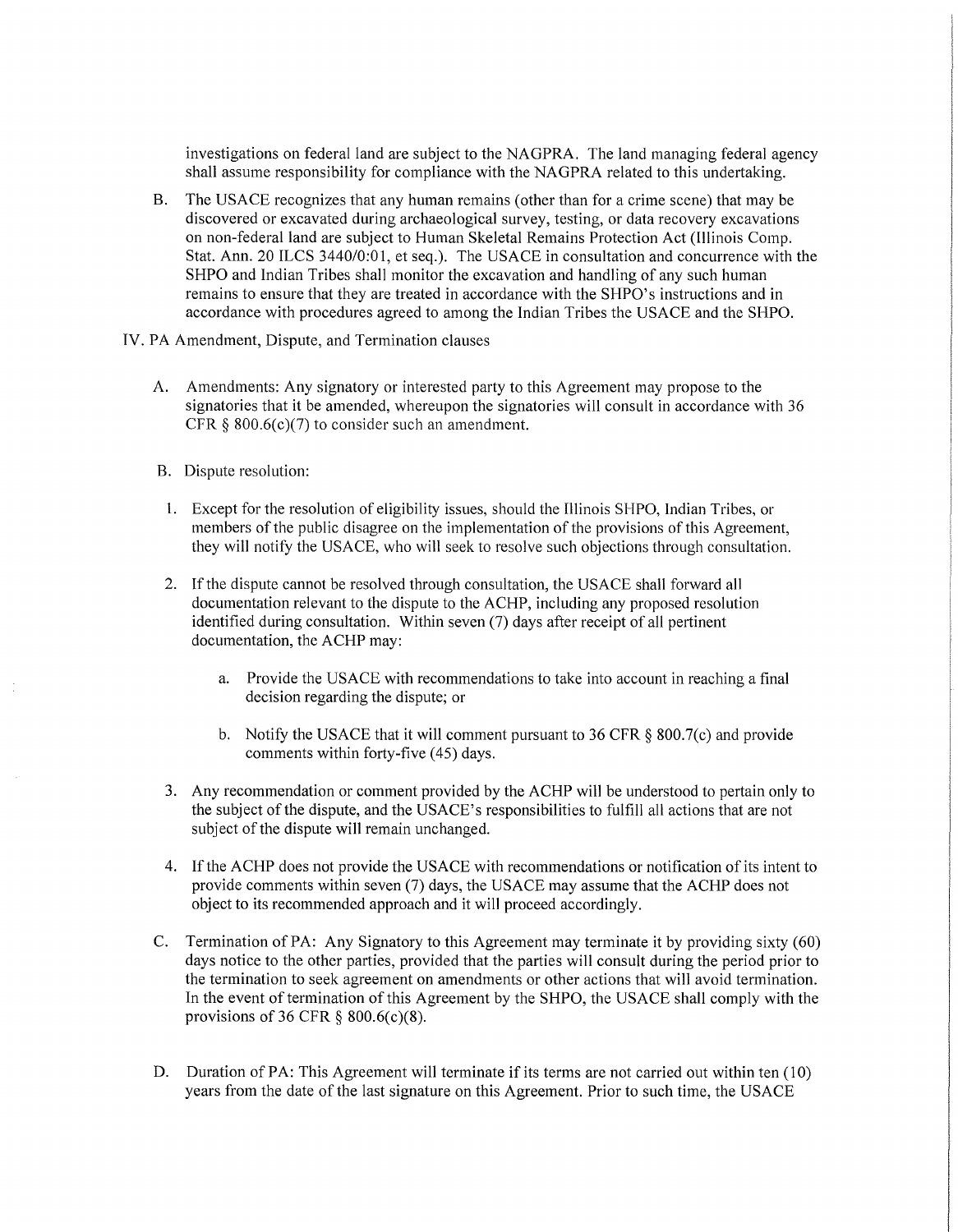investigations on federal land are subject to the NAGPRA. The land managing federal agency shall assume responsibility for compliance with the NAGPRA related to this undertaking.

B. The USACE recognizes that any human remains (other than for a crime scene) that may be discovered or excavated during archaeological survey, testing, or data recovery excavations on non-federal land are subject to Human Skeletal Remains Protection Act (Illinois Comp. Stat. Ann. 20 ILCS 3440/0:01, et seq.). The USACE in consultation and concurrence with the SHPO and Indian Tribes shall monitor the excavation and handling of any such human remains to ensure that they are treated in accordance with the SHPO's instructions and in accordance with procedures agreed to among the Indian Tribes the USACE and the SHPO.

IV. PA Amendment, Dispute, and Termination clauses

A. Amendments: Any signatory or interested party to this Agreement may propose to the signatories that it be amended, whereupon the signatories will consult in accordance with 36 CFR § 800.6(c)(7) to consider such an amendment.

B. Dispute resolution:

1. Except for the resolution of eligibility issues, should the Illinois SHPO, Indian Tribes, or members of the public disagree on the implementation of the provisions of this Agreement, they will notify the USACE, who will seek to resolve such objections through consultation.

2. If the dispute cannot be resolved through consultation, the USACE shall forward all documentation relevant to the dispute to the ACHP, including any proposed resolution identified during consultation. Within seven (7) days after receipt of all pertinent documentation, the ACHP may:

   a. Provide the USACE with recommendations to take into account in reaching a final decision regarding the dispute; or

   b. Notify the USACE that it will comment pursuant to 36 CFR § 800.7(c) and provide comments within forty-five (45) days.

3. Any recommendation or comment provided by the ACHP will be understood to pertain only to the subject of the dispute, and the USACE's responsibilities to fulfill all actions that are not subject of the dispute will remain unchanged.

4. If the ACHP does not provide the USACE with recommendations or notification of its intent to provide comments within seven (7) days, the USACE may assume that the ACHP does not object to its recommended approach and it will proceed accordingly.

C. Termination of PA: Any Signatory to this Agreement may terminate it by providing sixty (60) days notice to the other parties, provided that the parties will consult during the period prior to the termination to seek agreement on amendments or other actions that will avoid termination. In the event of termination of this Agreement by the SHPO, the USACE shall comply with the provisions of 36 CFR § 800.6(c)(8).

D. Duration of PA: This Agreement will terminate if its terms are not carried out within ten (10) years from the date of the last signature on this Agreement. Prior to such time, the USACE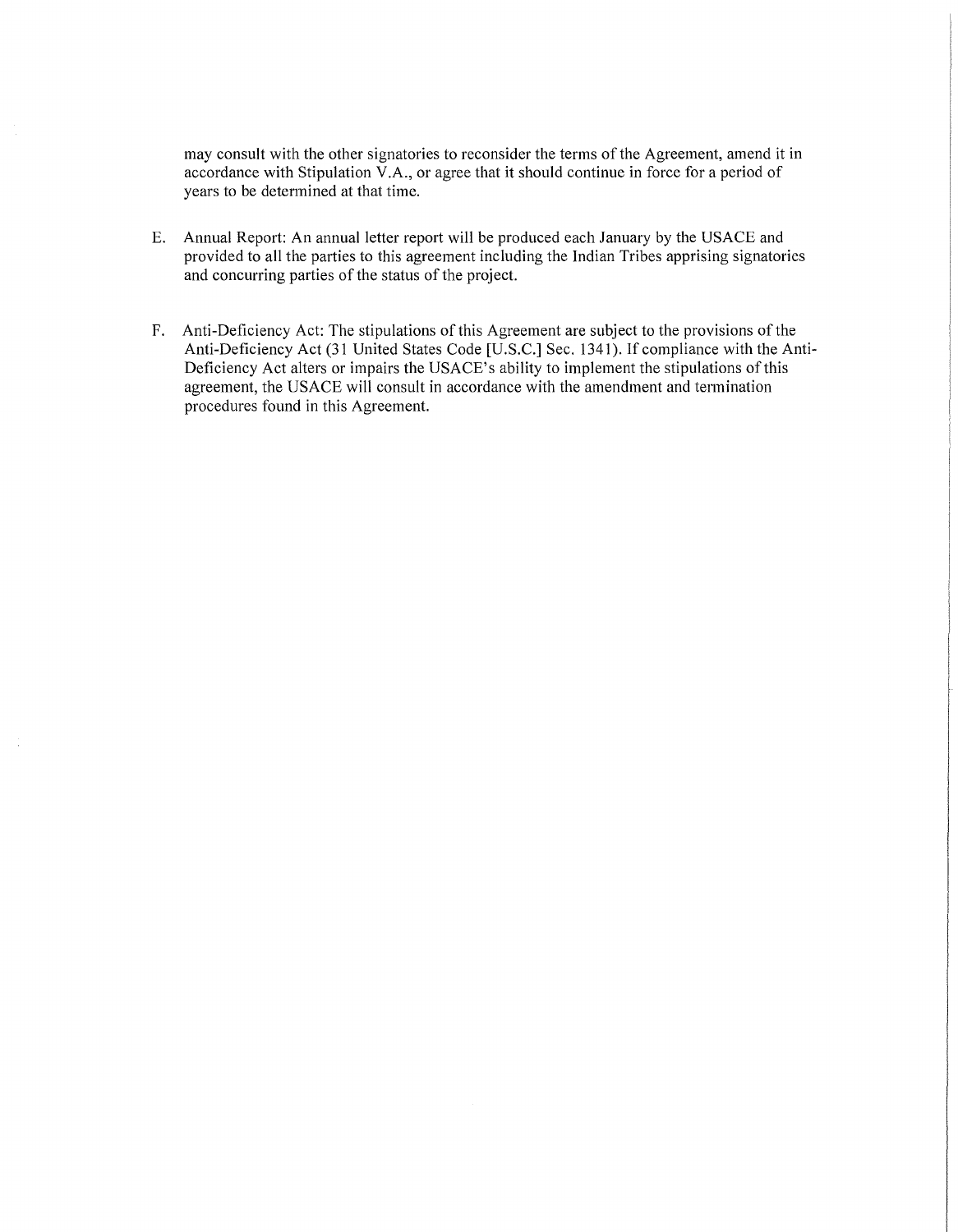may consult with the other signatories to reconsider the terms of the Agreement, amend it in accordance with Stipulation V.A., or agree that it should continue in force for a period of years to be determined at that time.

E. Annual Report: An annual letter report will be produced each January by the USACE and provided to all the parties to this agreement including the Indian Tribes apprising signatories and concurring parties of the status of the project.

F. Anti-Deficiency Act: The stipulations of this Agreement are subject to the provisions of the Anti-Deficiency Act (31 United States Code [U.S.C.] Sec. 1341). If compliance with the Anti-Deficiency Act alters or impairs the USACE's ability to implement the stipulations of this agreement, the USACE will consult in accordance with the amendment and termination procedures found in this Agreement.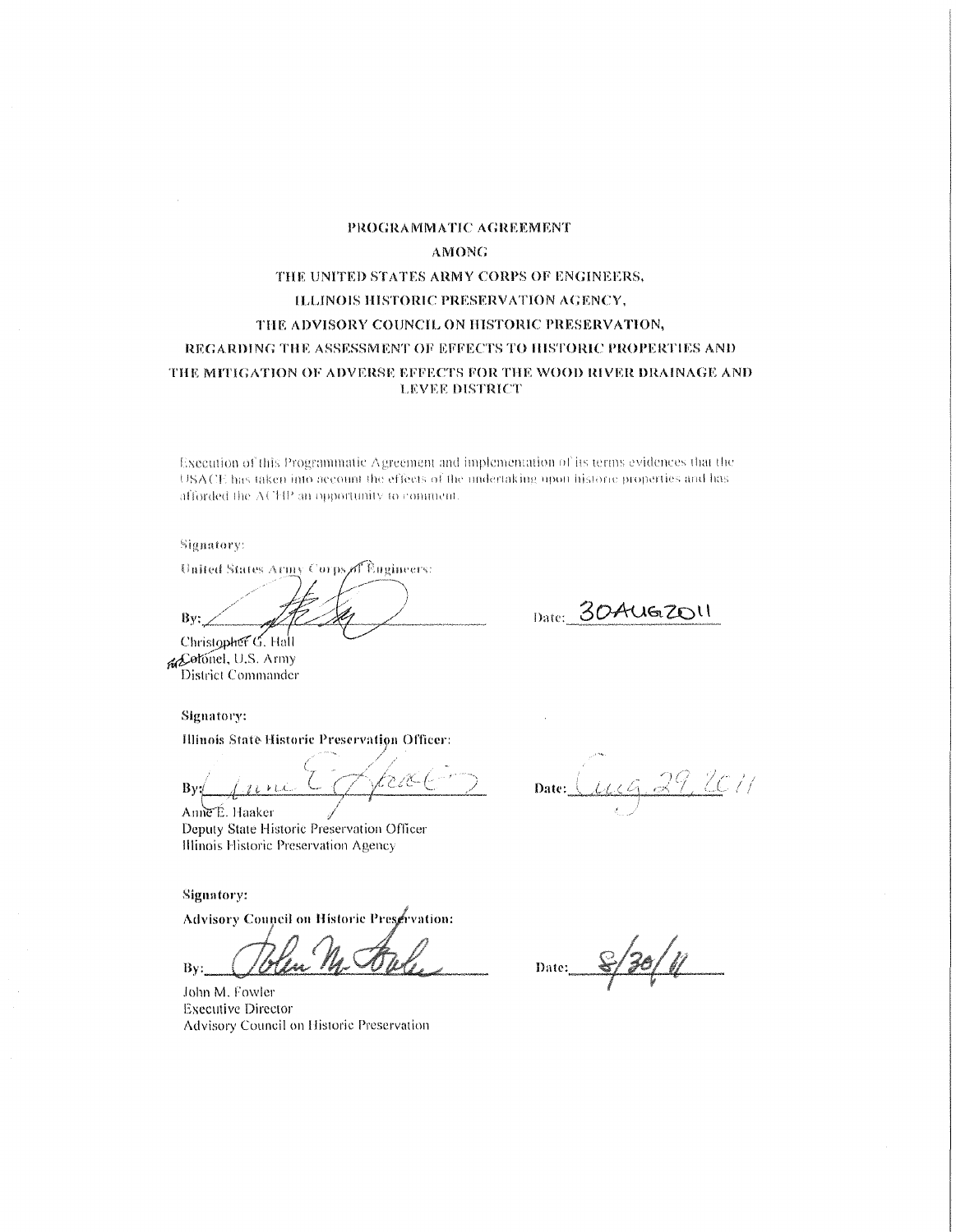**PROGRAMMATIC AGREEMENT**

**AMONG**

**THE UNITED STATES ARMY CORPS OF ENGINEERS,**

**ILLINOIS HISTORIC PRESERVATION AGENCY,**

**THE ADVISORY COUNCIL ON HISTORIC PRESERVATION,**

**REGARDING THE ASSESSMENT OF EFFECTS TO HISTORIC PROPERTIES AND THE MITIGATION OF ADVERSE EFFECTS FOR THE WOOD RIVER DRAINAGE AND LEVEE DISTRICT**

Execution of this Programmatic Agreement and implementation of its terms evidences that the USACE has taken into account the effects of the undertaking upon historic properties and has afforded the ACHP an opportunity to comment.

Signatory:

United States Army Corps of Engineers:

By: ______________________ Date: 30AUG2011

Christopher G. Hall
Colonel, U.S. Army
District Commander

**Signatory:**

**Illinois State Historic Preservation Officer:**

By: ______________________ **Date:** Aug 29, 2011

Anne E. Haaker
Deputy State Historic Preservation Officer
Illinois Historic Preservation Agency

**Signatory:**

**Advisory Council on Historic Preservation:**

By: ______________________ **Date:** 8/30/11

John M. Fowler
Executive Director
Advisory Council on Historic Preservation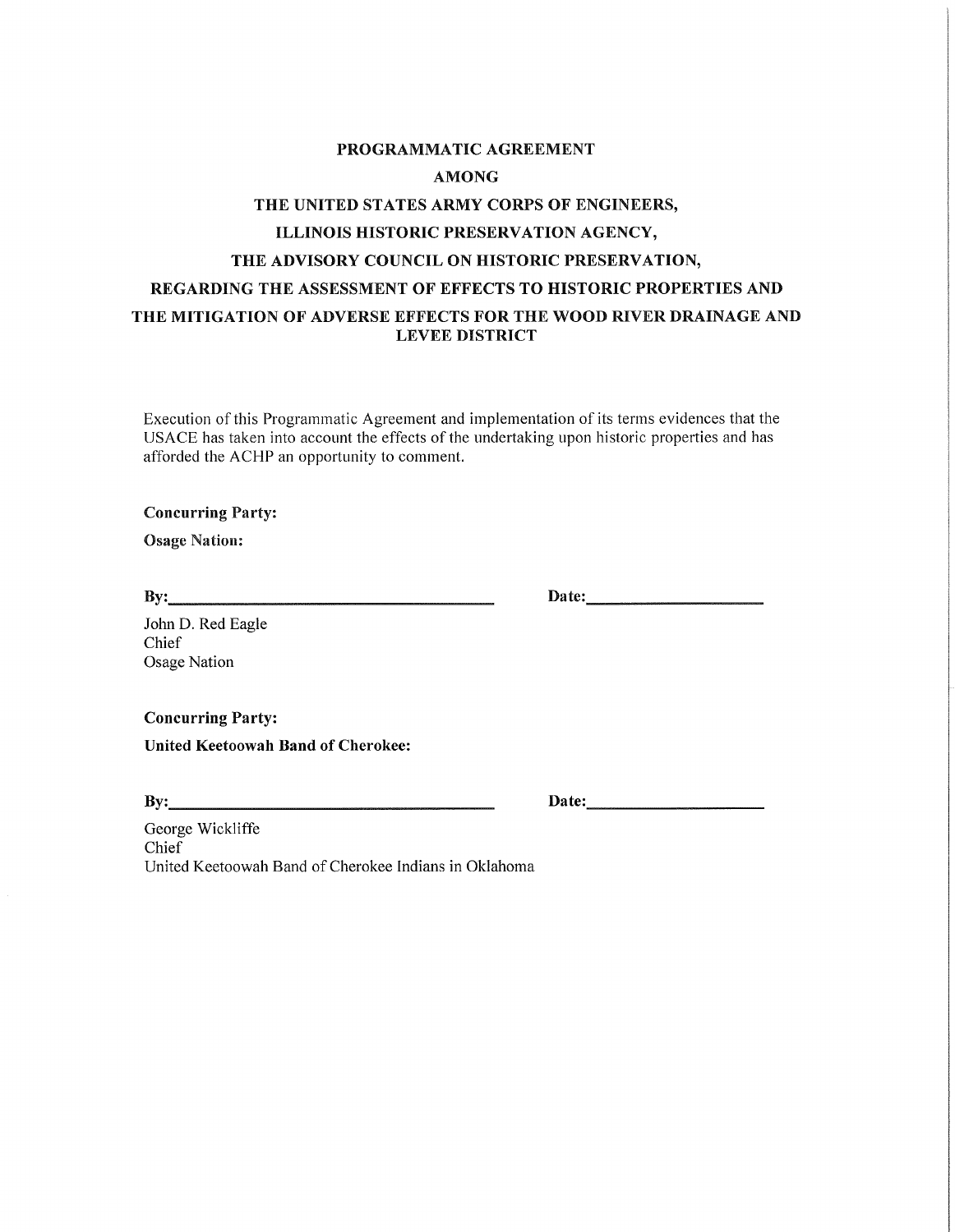**PROGRAMMATIC AGREEMENT**

**AMONG**

**THE UNITED STATES ARMY CORPS OF ENGINEERS,**

**ILLINOIS HISTORIC PRESERVATION AGENCY,**

**THE ADVISORY COUNCIL ON HISTORIC PRESERVATION,**

**REGARDING THE ASSESSMENT OF EFFECTS TO HISTORIC PROPERTIES AND THE MITIGATION OF ADVERSE EFFECTS FOR THE WOOD RIVER DRAINAGE AND LEVEE DISTRICT**

Execution of this Programmatic Agreement and implementation of its terms evidences that the USACE has taken into account the effects of the undertaking upon historic properties and has afforded the ACHP an opportunity to comment.

**Concurring Party:**

**Osage Nation:**

**By:**\_\_\_\_\_\_\_\_\_\_\_\_\_\_\_\_\_\_\_\_\_\_\_\_\_\_\_\_\_\_\_\_\_\_ **Date:**\_\_\_\_\_\_\_\_\_\_\_\_\_\_\_\_\_\_

John D. Red Eagle
Chief
Osage Nation

**Concurring Party:**

**United Keetoowah Band of Cherokee:**

**By:**\_\_\_\_\_\_\_\_\_\_\_\_\_\_\_\_\_\_\_\_\_\_\_\_\_\_\_\_\_\_\_\_\_\_ **Date:**\_\_\_\_\_\_\_\_\_\_\_\_\_\_\_\_\_\_

George Wickliffe
Chief
United Keetoowah Band of Cherokee Indians in Oklahoma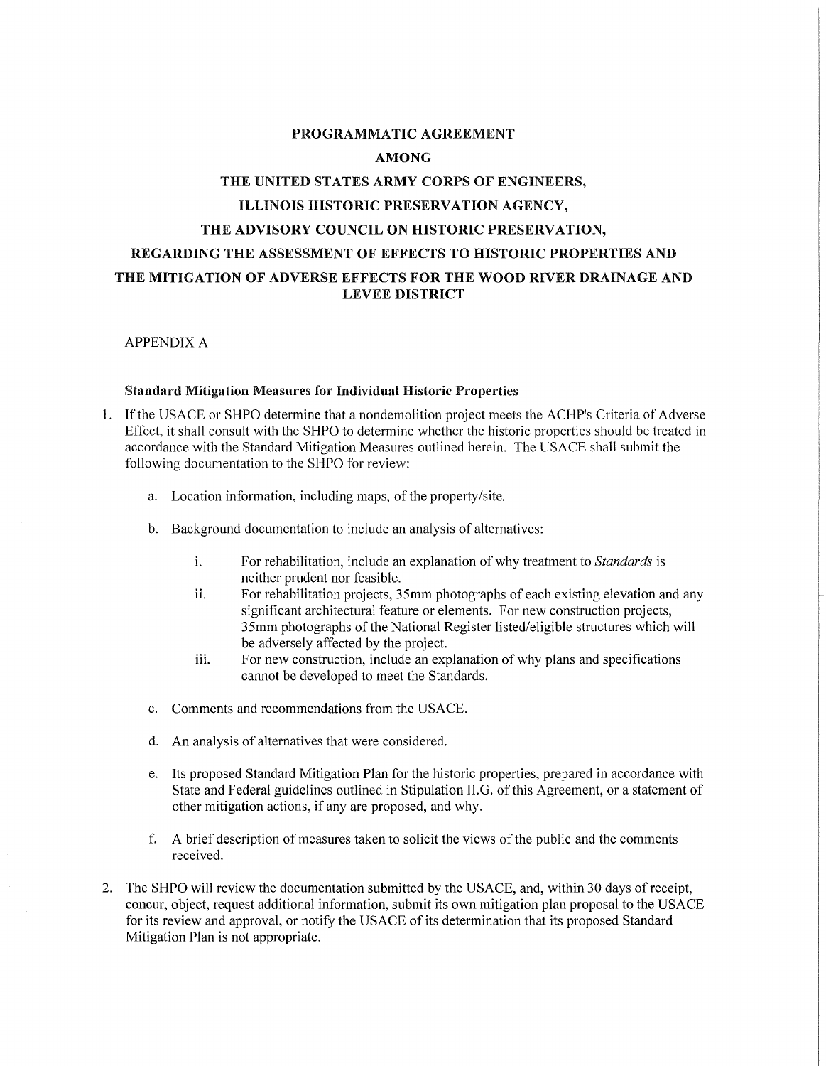**PROGRAMMATIC AGREEMENT**

**AMONG**

**THE UNITED STATES ARMY CORPS OF ENGINEERS,**

**ILLINOIS HISTORIC PRESERVATION AGENCY,**

**THE ADVISORY COUNCIL ON HISTORIC PRESERVATION,**

**REGARDING THE ASSESSMENT OF EFFECTS TO HISTORIC PROPERTIES AND THE MITIGATION OF ADVERSE EFFECTS FOR THE WOOD RIVER DRAINAGE AND LEVEE DISTRICT**

APPENDIX A

**Standard Mitigation Measures for Individual Historic Properties**

1. If the USACE or SHPO determine that a nondemolition project meets the ACHP's Criteria of Adverse Effect, it shall consult with the SHPO to determine whether the historic properties should be treated in accordance with the Standard Mitigation Measures outlined herein. The USACE shall submit the following documentation to the SHPO for review:

   a. Location information, including maps, of the property/site.

   b. Background documentation to include an analysis of alternatives:

      i. For rehabilitation, include an explanation of why treatment to *Standards* is neither prudent nor feasible.
      
      ii. For rehabilitation projects, 35mm photographs of each existing elevation and any significant architectural feature or elements. For new construction projects, 35mm photographs of the National Register listed/eligible structures which will be adversely affected by the project.
      
      iii. For new construction, include an explanation of why plans and specifications cannot be developed to meet the Standards.

   c. Comments and recommendations from the USACE.

   d. An analysis of alternatives that were considered.

   e. Its proposed Standard Mitigation Plan for the historic properties, prepared in accordance with State and Federal guidelines outlined in Stipulation II.G. of this Agreement, or a statement of other mitigation actions, if any are proposed, and why.

   f. A brief description of measures taken to solicit the views of the public and the comments received.

2. The SHPO will review the documentation submitted by the USACE, and, within 30 days of receipt, concur, object, request additional information, submit its own mitigation plan proposal to the USACE for its review and approval, or notify the USACE of its determination that its proposed Standard Mitigation Plan is not appropriate.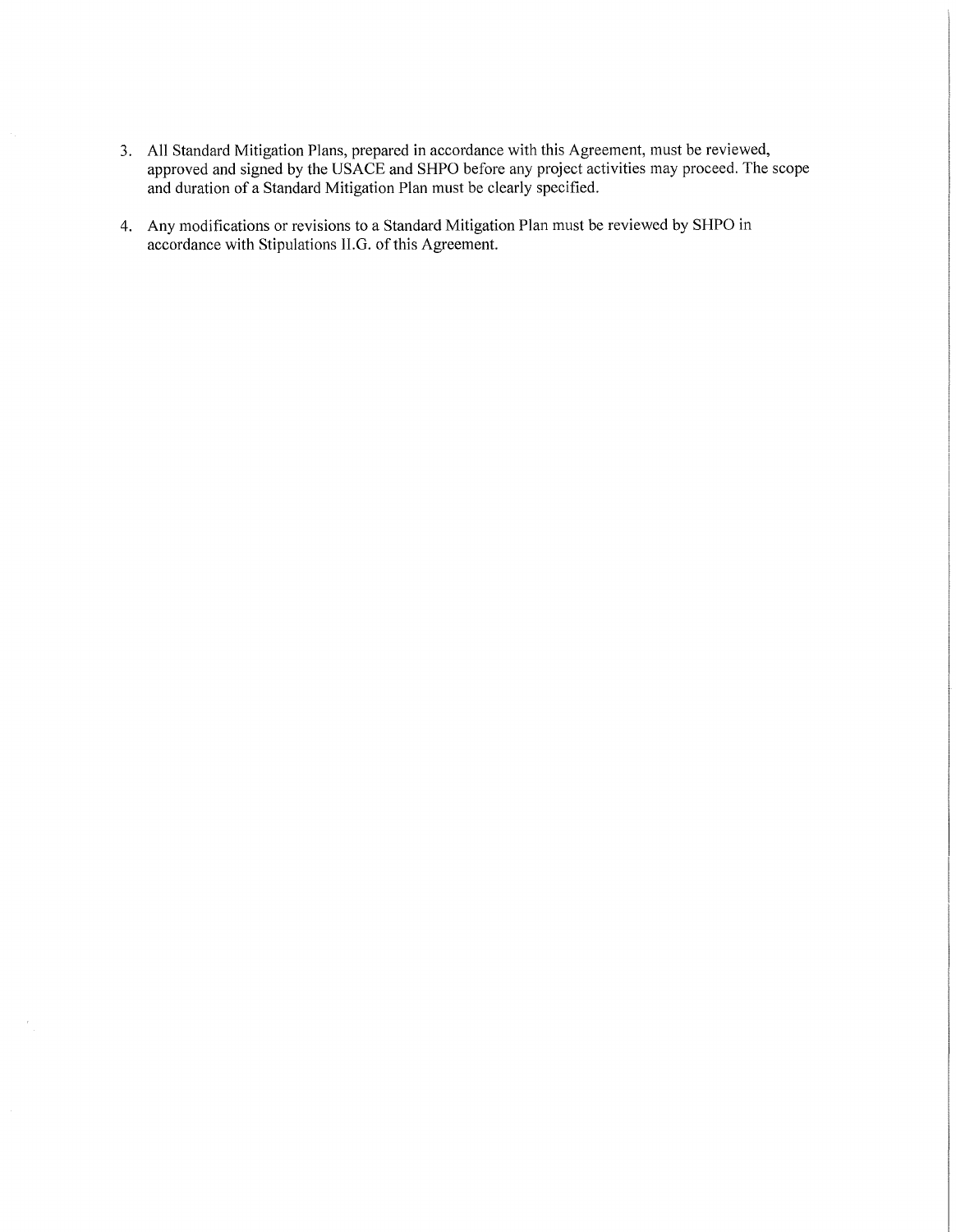3. All Standard Mitigation Plans, prepared in accordance with this Agreement, must be reviewed, approved and signed by the USACE and SHPO before any project activities may proceed. The scope and duration of a Standard Mitigation Plan must be clearly specified.

4. Any modifications or revisions to a Standard Mitigation Plan must be reviewed by SHPO in accordance with Stipulations II.G. of this Agreement.